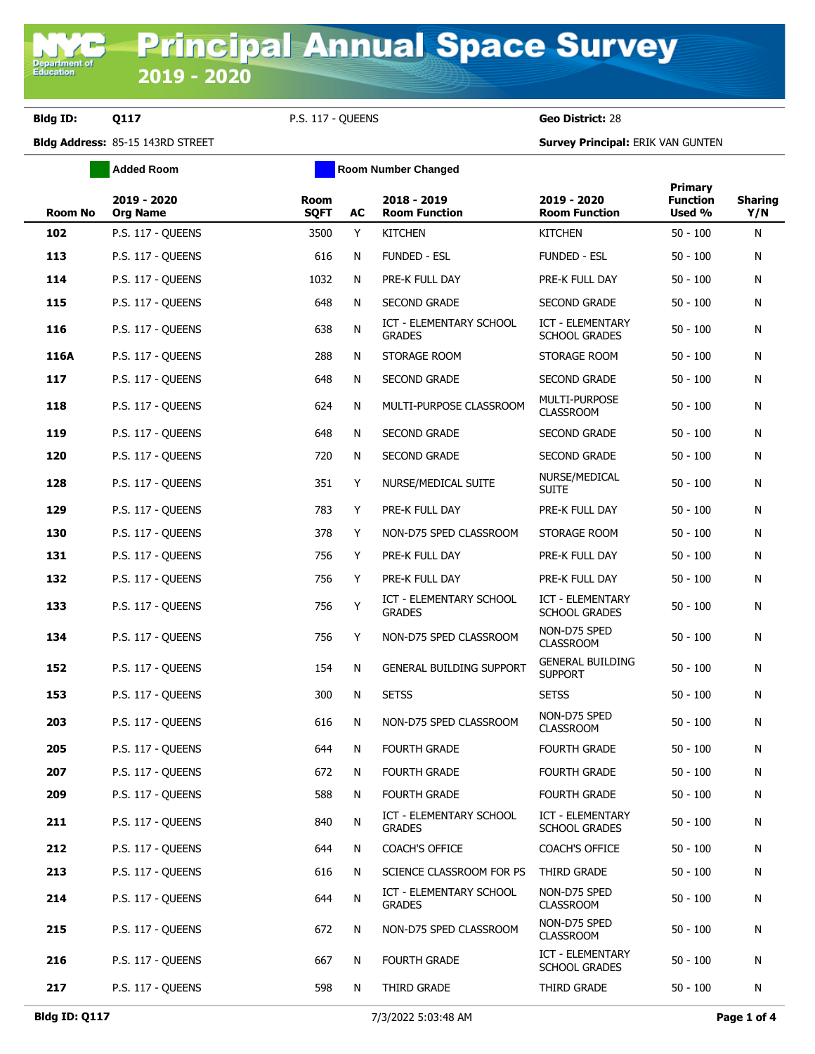# Principal Annual Space Survey 2019 - 2020

**Bldg ID:** Q117 &nbsp;&nbsp; P.S. 117 - QUEENS &nbsp;&nbsp; **Geo District:** 28

**Bldg Address:** 85-15 143RD STREET &nbsp;&nbsp; **Survey Principal:** ERIK VAN GUNTEN

Added Room &nbsp;&nbsp; Room Number Changed

| Room No | 2019 - 2020 Org Name | Room SQFT | AC | 2018 - 2019 Room Function | 2019 - 2020 Room Function | Primary Function Used % | Sharing Y/N |
|---|---|---|---|---|---|---|---|
| 102 | P.S. 117 - QUEENS | 3500 | Y | KITCHEN | KITCHEN | 50 - 100 | N |
| 113 | P.S. 117 - QUEENS | 616 | N | FUNDED - ESL | FUNDED - ESL | 50 - 100 | N |
| 114 | P.S. 117 - QUEENS | 1032 | N | PRE-K FULL DAY | PRE-K FULL DAY | 50 - 100 | N |
| 115 | P.S. 117 - QUEENS | 648 | N | SECOND GRADE | SECOND GRADE | 50 - 100 | N |
| 116 | P.S. 117 - QUEENS | 638 | N | ICT - ELEMENTARY SCHOOL GRADES | ICT - ELEMENTARY SCHOOL GRADES | 50 - 100 | N |
| 116A | P.S. 117 - QUEENS | 288 | N | STORAGE ROOM | STORAGE ROOM | 50 - 100 | N |
| 117 | P.S. 117 - QUEENS | 648 | N | SECOND GRADE | SECOND GRADE | 50 - 100 | N |
| 118 | P.S. 117 - QUEENS | 624 | N | MULTI-PURPOSE CLASSROOM | MULTI-PURPOSE CLASSROOM | 50 - 100 | N |
| 119 | P.S. 117 - QUEENS | 648 | N | SECOND GRADE | SECOND GRADE | 50 - 100 | N |
| 120 | P.S. 117 - QUEENS | 720 | N | SECOND GRADE | SECOND GRADE | 50 - 100 | N |
| 128 | P.S. 117 - QUEENS | 351 | Y | NURSE/MEDICAL SUITE | NURSE/MEDICAL SUITE | 50 - 100 | N |
| 129 | P.S. 117 - QUEENS | 783 | Y | PRE-K FULL DAY | PRE-K FULL DAY | 50 - 100 | N |
| 130 | P.S. 117 - QUEENS | 378 | Y | NON-D75 SPED CLASSROOM | STORAGE ROOM | 50 - 100 | N |
| 131 | P.S. 117 - QUEENS | 756 | Y | PRE-K FULL DAY | PRE-K FULL DAY | 50 - 100 | N |
| 132 | P.S. 117 - QUEENS | 756 | Y | PRE-K FULL DAY | PRE-K FULL DAY | 50 - 100 | N |
| 133 | P.S. 117 - QUEENS | 756 | Y | ICT - ELEMENTARY SCHOOL GRADES | ICT - ELEMENTARY SCHOOL GRADES | 50 - 100 | N |
| 134 | P.S. 117 - QUEENS | 756 | Y | NON-D75 SPED CLASSROOM | NON-D75 SPED CLASSROOM | 50 - 100 | N |
| 152 | P.S. 117 - QUEENS | 154 | N | GENERAL BUILDING SUPPORT | GENERAL BUILDING SUPPORT | 50 - 100 | N |
| 153 | P.S. 117 - QUEENS | 300 | N | SETSS | SETSS | 50 - 100 | N |
| 203 | P.S. 117 - QUEENS | 616 | N | NON-D75 SPED CLASSROOM | NON-D75 SPED CLASSROOM | 50 - 100 | N |
| 205 | P.S. 117 - QUEENS | 644 | N | FOURTH GRADE | FOURTH GRADE | 50 - 100 | N |
| 207 | P.S. 117 - QUEENS | 672 | N | FOURTH GRADE | FOURTH GRADE | 50 - 100 | N |
| 209 | P.S. 117 - QUEENS | 588 | N | FOURTH GRADE | FOURTH GRADE | 50 - 100 | N |
| 211 | P.S. 117 - QUEENS | 840 | N | ICT - ELEMENTARY SCHOOL GRADES | ICT - ELEMENTARY SCHOOL GRADES | 50 - 100 | N |
| 212 | P.S. 117 - QUEENS | 644 | N | COACH'S OFFICE | COACH'S OFFICE | 50 - 100 | N |
| 213 | P.S. 117 - QUEENS | 616 | N | SCIENCE CLASSROOM FOR PS | THIRD GRADE | 50 - 100 | N |
| 214 | P.S. 117 - QUEENS | 644 | N | ICT - ELEMENTARY SCHOOL GRADES | NON-D75 SPED CLASSROOM | 50 - 100 | N |
| 215 | P.S. 117 - QUEENS | 672 | N | NON-D75 SPED CLASSROOM | NON-D75 SPED CLASSROOM | 50 - 100 | N |
| 216 | P.S. 117 - QUEENS | 667 | N | FOURTH GRADE | ICT - ELEMENTARY SCHOOL GRADES | 50 - 100 | N |
| 217 | P.S. 117 - QUEENS | 598 | N | THIRD GRADE | THIRD GRADE | 50 - 100 | N |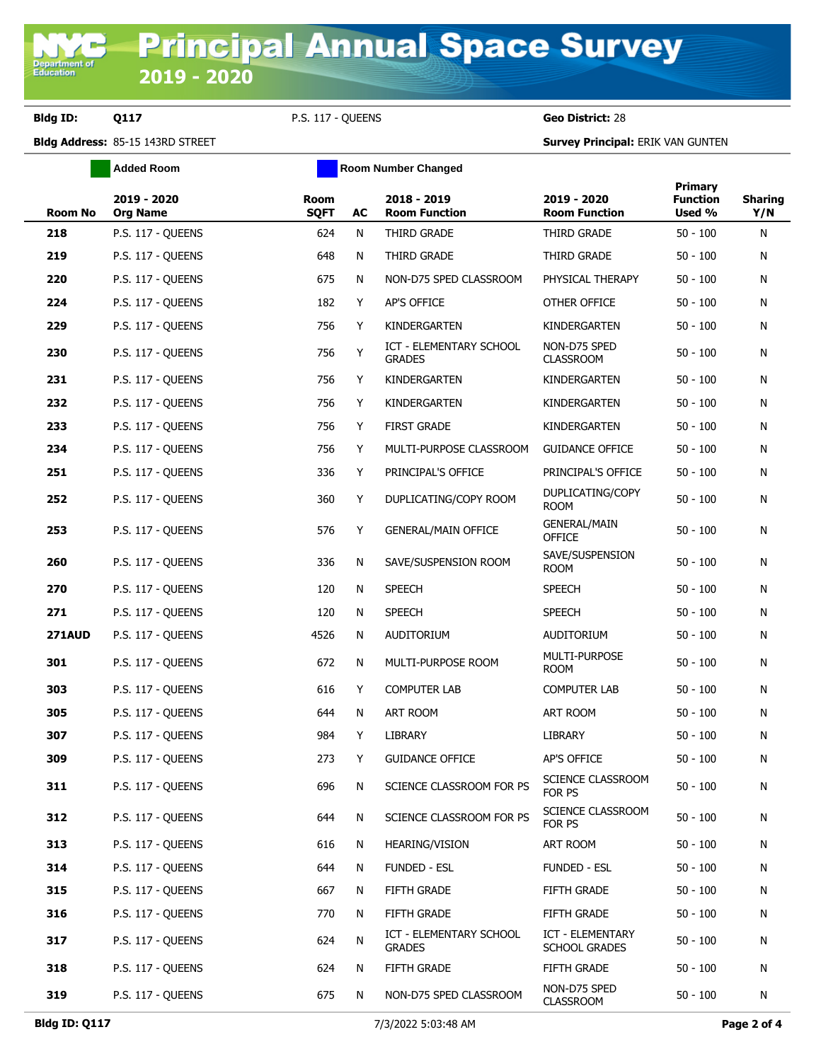# Principal Annual Space Survey

## 2019 - 2020

**Bldg ID:** Q117 P.S. 117 - QUEENS **Geo District:** 28

**Bldg Address:** 85-15 143RD STREET **Survey Principal:** ERIK VAN GUNTEN

Added Room | Room Number Changed

| Room No | 2019 - 2020 Org Name | Room SQFT | AC | 2018 - 2019 Room Function | 2019 - 2020 Room Function | Primary Function Used % | Sharing Y/N |
|---|---|---|---|---|---|---|---|
| 218 | P.S. 117 - QUEENS | 624 | N | THIRD GRADE | THIRD GRADE | 50 - 100 | N |
| 219 | P.S. 117 - QUEENS | 648 | N | THIRD GRADE | THIRD GRADE | 50 - 100 | N |
| 220 | P.S. 117 - QUEENS | 675 | N | NON-D75 SPED CLASSROOM | PHYSICAL THERAPY | 50 - 100 | N |
| 224 | P.S. 117 - QUEENS | 182 | Y | AP'S OFFICE | OTHER OFFICE | 50 - 100 | N |
| 229 | P.S. 117 - QUEENS | 756 | Y | KINDERGARTEN | KINDERGARTEN | 50 - 100 | N |
| 230 | P.S. 117 - QUEENS | 756 | Y | ICT - ELEMENTARY SCHOOL GRADES | NON-D75 SPED CLASSROOM | 50 - 100 | N |
| 231 | P.S. 117 - QUEENS | 756 | Y | KINDERGARTEN | KINDERGARTEN | 50 - 100 | N |
| 232 | P.S. 117 - QUEENS | 756 | Y | KINDERGARTEN | KINDERGARTEN | 50 - 100 | N |
| 233 | P.S. 117 - QUEENS | 756 | Y | FIRST GRADE | KINDERGARTEN | 50 - 100 | N |
| 234 | P.S. 117 - QUEENS | 756 | Y | MULTI-PURPOSE CLASSROOM | GUIDANCE OFFICE | 50 - 100 | N |
| 251 | P.S. 117 - QUEENS | 336 | Y | PRINCIPAL'S OFFICE | PRINCIPAL'S OFFICE | 50 - 100 | N |
| 252 | P.S. 117 - QUEENS | 360 | Y | DUPLICATING/COPY ROOM | DUPLICATING/COPY ROOM | 50 - 100 | N |
| 253 | P.S. 117 - QUEENS | 576 | Y | GENERAL/MAIN OFFICE | GENERAL/MAIN OFFICE | 50 - 100 | N |
| 260 | P.S. 117 - QUEENS | 336 | N | SAVE/SUSPENSION ROOM | SAVE/SUSPENSION ROOM | 50 - 100 | N |
| 270 | P.S. 117 - QUEENS | 120 | N | SPEECH | SPEECH | 50 - 100 | N |
| 271 | P.S. 117 - QUEENS | 120 | N | SPEECH | SPEECH | 50 - 100 | N |
| 271AUD | P.S. 117 - QUEENS | 4526 | N | AUDITORIUM | AUDITORIUM | 50 - 100 | N |
| 301 | P.S. 117 - QUEENS | 672 | N | MULTI-PURPOSE ROOM | MULTI-PURPOSE ROOM | 50 - 100 | N |
| 303 | P.S. 117 - QUEENS | 616 | Y | COMPUTER LAB | COMPUTER LAB | 50 - 100 | N |
| 305 | P.S. 117 - QUEENS | 644 | N | ART ROOM | ART ROOM | 50 - 100 | N |
| 307 | P.S. 117 - QUEENS | 984 | Y | LIBRARY | LIBRARY | 50 - 100 | N |
| 309 | P.S. 117 - QUEENS | 273 | Y | GUIDANCE OFFICE | AP'S OFFICE | 50 - 100 | N |
| 311 | P.S. 117 - QUEENS | 696 | N | SCIENCE CLASSROOM FOR PS | SCIENCE CLASSROOM FOR PS | 50 - 100 | N |
| 312 | P.S. 117 - QUEENS | 644 | N | SCIENCE CLASSROOM FOR PS | SCIENCE CLASSROOM FOR PS | 50 - 100 | N |
| 313 | P.S. 117 - QUEENS | 616 | N | HEARING/VISION | ART ROOM | 50 - 100 | N |
| 314 | P.S. 117 - QUEENS | 644 | N | FUNDED - ESL | FUNDED - ESL | 50 - 100 | N |
| 315 | P.S. 117 - QUEENS | 667 | N | FIFTH GRADE | FIFTH GRADE | 50 - 100 | N |
| 316 | P.S. 117 - QUEENS | 770 | N | FIFTH GRADE | FIFTH GRADE | 50 - 100 | N |
| 317 | P.S. 117 - QUEENS | 624 | N | ICT - ELEMENTARY SCHOOL GRADES | ICT - ELEMENTARY SCHOOL GRADES | 50 - 100 | N |
| 318 | P.S. 117 - QUEENS | 624 | N | FIFTH GRADE | FIFTH GRADE | 50 - 100 | N |
| 319 | P.S. 117 - QUEENS | 675 | N | NON-D75 SPED CLASSROOM | NON-D75 SPED CLASSROOM | 50 - 100 | N |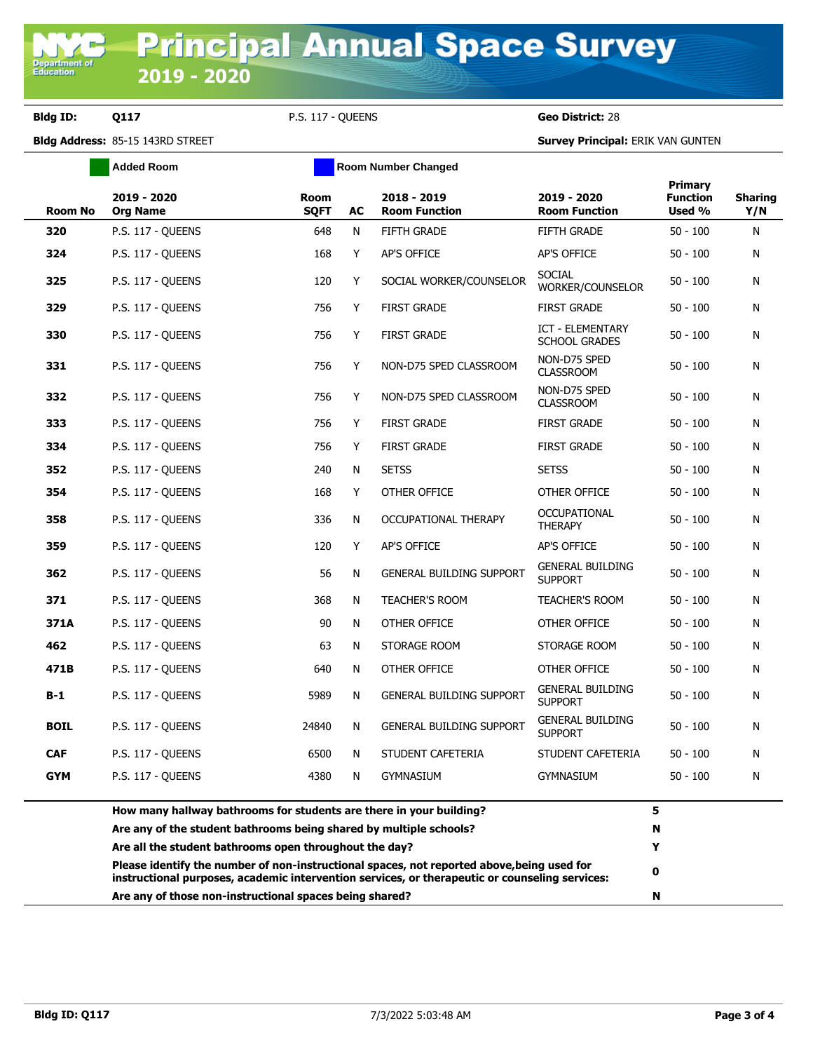# Principal Annual Space Survey 2019 - 2020

**Bldg ID:** Q117 P.S. 117 - QUEENS **Geo District:** 28

**Bldg Address:** 85-15 143RD STREET **Survey Principal:** ERIK VAN GUNTEN

Added Room | Room Number Changed

| Room No | 2019 - 2020 Org Name | Room SQFT | AC | 2018 - 2019 Room Function | 2019 - 2020 Room Function | Primary Function Used % | Sharing Y/N |
|---|---|---|---|---|---|---|---|
| 320 | P.S. 117 - QUEENS | 648 | N | FIFTH GRADE | FIFTH GRADE | 50 - 100 | N |
| 324 | P.S. 117 - QUEENS | 168 | Y | AP'S OFFICE | AP'S OFFICE | 50 - 100 | N |
| 325 | P.S. 117 - QUEENS | 120 | Y | SOCIAL WORKER/COUNSELOR | SOCIAL WORKER/COUNSELOR | 50 - 100 | N |
| 329 | P.S. 117 - QUEENS | 756 | Y | FIRST GRADE | FIRST GRADE | 50 - 100 | N |
| 330 | P.S. 117 - QUEENS | 756 | Y | FIRST GRADE | ICT - ELEMENTARY SCHOOL GRADES | 50 - 100 | N |
| 331 | P.S. 117 - QUEENS | 756 | Y | NON-D75 SPED CLASSROOM | NON-D75 SPED CLASSROOM | 50 - 100 | N |
| 332 | P.S. 117 - QUEENS | 756 | Y | NON-D75 SPED CLASSROOM | NON-D75 SPED CLASSROOM | 50 - 100 | N |
| 333 | P.S. 117 - QUEENS | 756 | Y | FIRST GRADE | FIRST GRADE | 50 - 100 | N |
| 334 | P.S. 117 - QUEENS | 756 | Y | FIRST GRADE | FIRST GRADE | 50 - 100 | N |
| 352 | P.S. 117 - QUEENS | 240 | N | SETSS | SETSS | 50 - 100 | N |
| 354 | P.S. 117 - QUEENS | 168 | Y | OTHER OFFICE | OTHER OFFICE | 50 - 100 | N |
| 358 | P.S. 117 - QUEENS | 336 | N | OCCUPATIONAL THERAPY | OCCUPATIONAL THERAPY | 50 - 100 | N |
| 359 | P.S. 117 - QUEENS | 120 | Y | AP'S OFFICE | AP'S OFFICE | 50 - 100 | N |
| 362 | P.S. 117 - QUEENS | 56 | N | GENERAL BUILDING SUPPORT | GENERAL BUILDING SUPPORT | 50 - 100 | N |
| 371 | P.S. 117 - QUEENS | 368 | N | TEACHER'S ROOM | TEACHER'S ROOM | 50 - 100 | N |
| 371A | P.S. 117 - QUEENS | 90 | N | OTHER OFFICE | OTHER OFFICE | 50 - 100 | N |
| 462 | P.S. 117 - QUEENS | 63 | N | STORAGE ROOM | STORAGE ROOM | 50 - 100 | N |
| 471B | P.S. 117 - QUEENS | 640 | N | OTHER OFFICE | OTHER OFFICE | 50 - 100 | N |
| B-1 | P.S. 117 - QUEENS | 5989 | N | GENERAL BUILDING SUPPORT | GENERAL BUILDING SUPPORT | 50 - 100 | N |
| BOIL | P.S. 117 - QUEENS | 24840 | N | GENERAL BUILDING SUPPORT | GENERAL BUILDING SUPPORT | 50 - 100 | N |
| CAF | P.S. 117 - QUEENS | 6500 | N | STUDENT CAFETERIA | STUDENT CAFETERIA | 50 - 100 | N |
| GYM | P.S. 117 - QUEENS | 4380 | N | GYMNASIUM | GYMNASIUM | 50 - 100 | N |

| Question | Answer |
|---|---|
| **How many hallway bathrooms for students are there in your building?** | **5** |
| **Are any of the student bathrooms being shared by multiple schools?** | **N** |
| **Are all the student bathrooms open throughout the day?** | **Y** |
| **Please identify the number of non-instructional spaces, not reported above,being used for instructional purposes, academic intervention services, or therapeutic or counseling services:** | **0** |
| **Are any of those non-instructional spaces being shared?** | **N** |

**Bldg ID: Q117** 7/3/2022 5:03:48 AM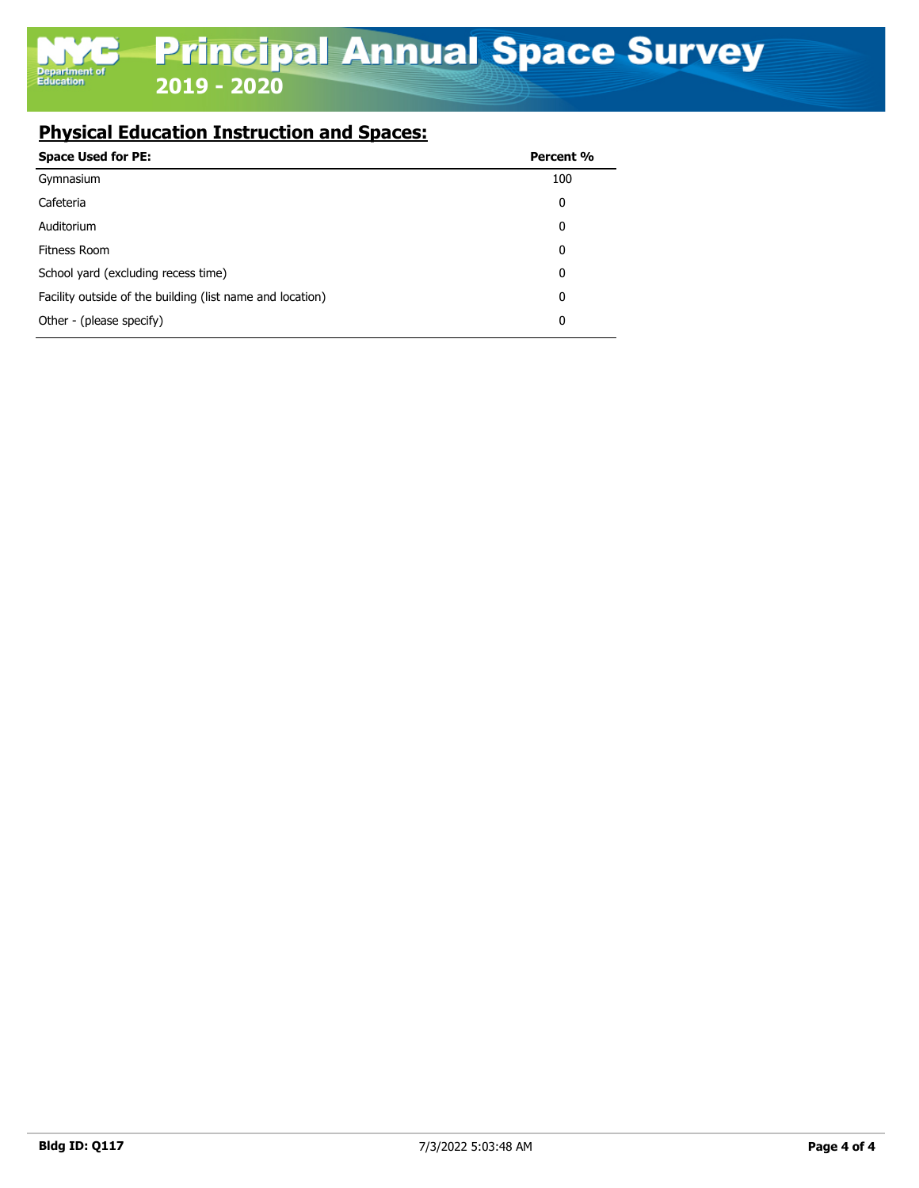## Physical Education Instruction and Spaces:

| Space Used for PE: | Percent % |
|---|---|
| Gymnasium | 100 |
| Cafeteria | 0 |
| Auditorium | 0 |
| Fitness Room | 0 |
| School yard (excluding recess time) | 0 |
| Facility outside of the building (list name and location) | 0 |
| Other - (please specify) | 0 |